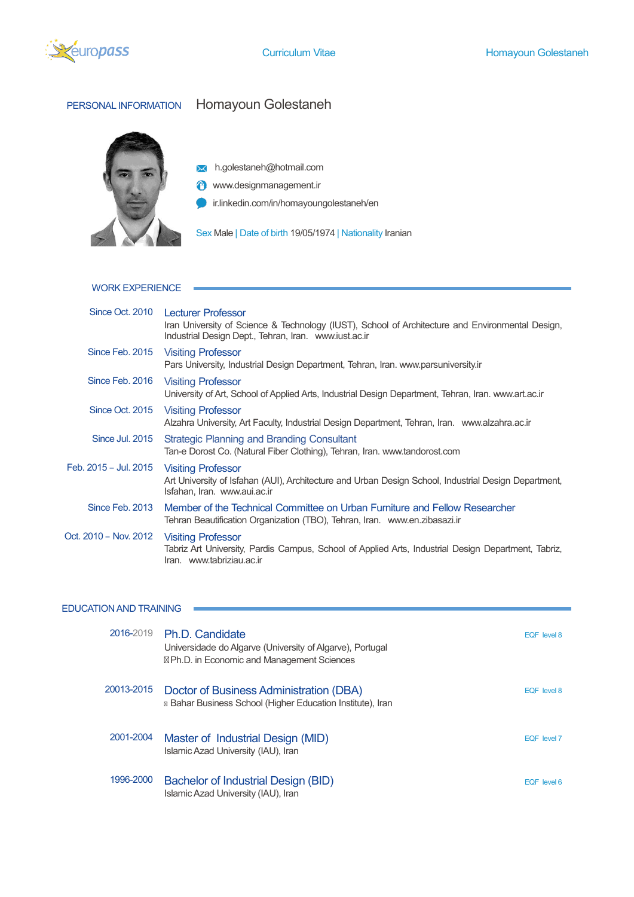# PERSONAL INFORMATION

## Homayoun Golestaneh

- h.golestaneh@hotmail.com
- www.designmanagement.ir
- ir.linkedin.com/in/homayoungolestaneh/en

**Sex** Male | **Date of birth** 19/05/1974 | **Nationality** Iranian

# WORK EXPERIENCE

**Since Oct. 2010** — **Lecturer Professor**
Iran University of Science & Technology (IUST), School of Architecture and Environmental Design, Industrial Design Dept., Tehran, Iran. www.iust.ac.ir

**Since Feb. 2015** — **Visiting Professor**
Pars University, Industrial Design Department, Tehran, Iran. www.parsuniversity.ir

**Since Feb. 2016** — **Visiting Professor**
University of Art, School of Applied Arts, Industrial Design Department, Tehran, Iran. www.art.ac.ir

**Since Oct. 2015** — **Visiting Professor**
Alzahra University, Art Faculty, Industrial Design Department, Tehran, Iran. www.alzahra.ac.ir

**Since Jul. 2015** — **Strategic Planning and Branding Consultant**
Tan-e Dorost Co. (Natural Fiber Clothing), Tehran, Iran. www.tandorost.com

**Feb. 2015 – Jul. 2015** — **Visiting Professor**
Art University of Isfahan (AUI), Architecture and Urban Design School, Industrial Design Department, Isfahan, Iran. www.aui.ac.ir

**Since Feb. 2013** — **Member of the Technical Committee on Urban Furniture and Fellow Researcher**
Tehran Beautification Organization (TBO), Tehran, Iran. www.en.zibasazi.ir

**Oct. 2010 – Nov. 2012** — **Visiting Professor**
Tabriz Art University, Pardis Campus, School of Applied Arts, Industrial Design Department, Tabriz, Iran. www.tabriziau.ac.ir

# EDUCATION AND TRAINING

**2016-2019** — **Ph.D. Candidate** — EQF level 8
Universidade do Algarve (University of Algarve), Portugal
Ph.D. in Economic and Management Sciences

**20013-2015** — **Doctor of Business Administration (DBA)** — EQF level 8
Bahar Business School (Higher Education Institute), Iran

**2001-2004** — **Master of Industrial Design (MID)** — EQF level 7
Islamic Azad University (IAU), Iran

**1996-2000** — **Bachelor of Industrial Design (BID)** — EQF level 6
Islamic Azad University (IAU), Iran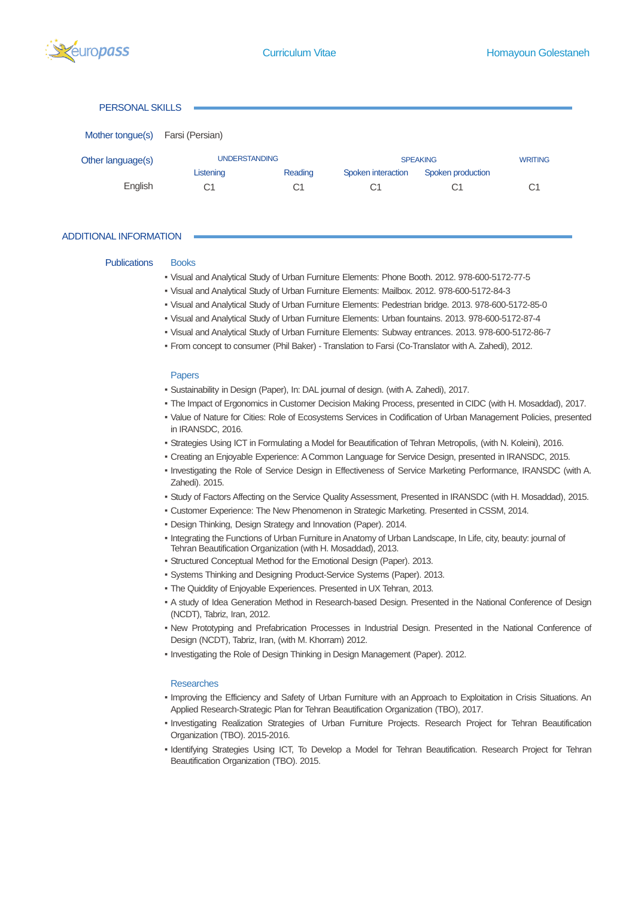## PERSONAL SKILLS

**Mother tongue(s)** Farsi (Persian)

**Other language(s)**

| | UNDERSTANDING | | SPEAKING | | WRITING |
|---|---|---|---|---|---|
| | Listening | Reading | Spoken interaction | Spoken production | |
| English | C1 | C1 | C1 | C1 | C1 |

## ADDITIONAL INFORMATION

### Publications

**Books**

- Visual and Analytical Study of Urban Furniture Elements: Phone Booth. 2012. 978-600-5172-77-5
- Visual and Analytical Study of Urban Furniture Elements: Mailbox. 2012. 978-600-5172-84-3
- Visual and Analytical Study of Urban Furniture Elements: Pedestrian bridge. 2013. 978-600-5172-85-0
- Visual and Analytical Study of Urban Furniture Elements: Urban fountains. 2013. 978-600-5172-87-4
- Visual and Analytical Study of Urban Furniture Elements: Subway entrances. 2013. 978-600-5172-86-7
- From concept to consumer (Phil Baker) - Translation to Farsi (Co-Translator with A. Zahedi), 2012.

**Papers**

- Sustainability in Design (Paper), In: DAL journal of design. (with A. Zahedi), 2017.
- The Impact of Ergonomics in Customer Decision Making Process, presented in CIDC (with H. Mosaddad), 2017.
- Value of Nature for Cities: Role of Ecosystems Services in Codification of Urban Management Policies, presented in IRANSDC, 2016.
- Strategies Using ICT in Formulating a Model for Beautification of Tehran Metropolis, (with N. Koleini), 2016.
- Creating an Enjoyable Experience: A Common Language for Service Design, presented in IRANSDC, 2015.
- Investigating the Role of Service Design in Effectiveness of Service Marketing Performance, IRANSDC (with A. Zahedi). 2015.
- Study of Factors Affecting on the Service Quality Assessment, Presented in IRANSDC (with H. Mosaddad), 2015.
- Customer Experience: The New Phenomenon in Strategic Marketing. Presented in CSSM, 2014.
- Design Thinking, Design Strategy and Innovation (Paper). 2014.
- Integrating the Functions of Urban Furniture in Anatomy of Urban Landscape, In Life, city, beauty: journal of Tehran Beautification Organization (with H. Mosaddad), 2013.
- Structured Conceptual Method for the Emotional Design (Paper). 2013.
- Systems Thinking and Designing Product-Service Systems (Paper). 2013.
- The Quiddity of Enjoyable Experiences. Presented in UX Tehran, 2013.
- A study of Idea Generation Method in Research-based Design. Presented in the National Conference of Design (NCDT), Tabriz, Iran, 2012.
- New Prototyping and Prefabrication Processes in Industrial Design. Presented in the National Conference of Design (NCDT), Tabriz, Iran, (with M. Khorram) 2012.
- Investigating the Role of Design Thinking in Design Management (Paper). 2012.

**Researches**

- Improving the Efficiency and Safety of Urban Furniture with an Approach to Exploitation in Crisis Situations. An Applied Research-Strategic Plan for Tehran Beautification Organization (TBO), 2017.
- Investigating Realization Strategies of Urban Furniture Projects. Research Project for Tehran Beautification Organization (TBO). 2015-2016.
- Identifying Strategies Using ICT, To Develop a Model for Tehran Beautification. Research Project for Tehran Beautification Organization (TBO). 2015.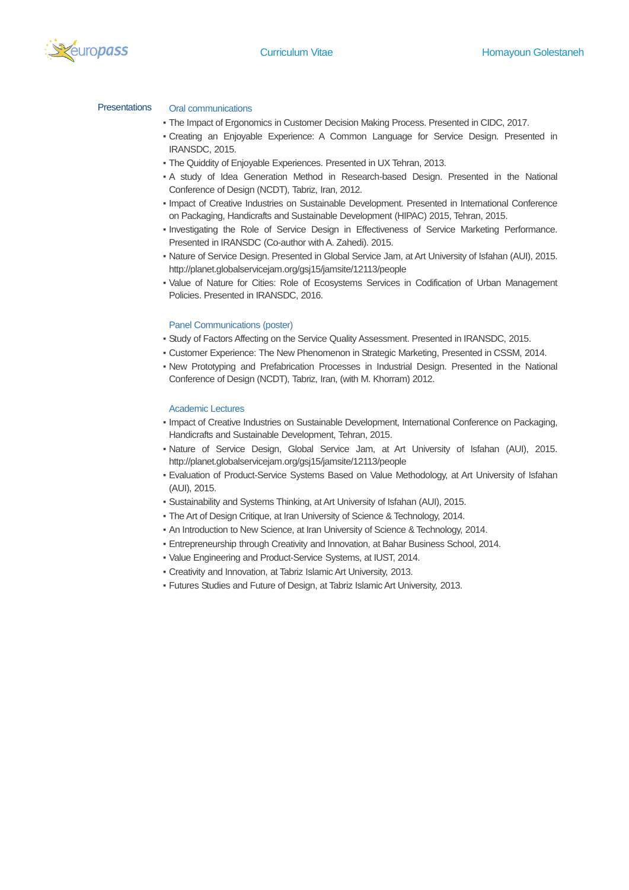## Presentations

### Oral communications

- The Impact of Ergonomics in Customer Decision Making Process. Presented in CIDC, 2017.
- Creating an Enjoyable Experience: A Common Language for Service Design. Presented in IRANSDC, 2015.
- The Quiddity of Enjoyable Experiences. Presented in UX Tehran, 2013.
- A study of Idea Generation Method in Research-based Design. Presented in the National Conference of Design (NCDT), Tabriz, Iran, 2012.
- Impact of Creative Industries on Sustainable Development. Presented in International Conference on Packaging, Handicrafts and Sustainable Development (HIPAC) 2015, Tehran, 2015.
- Investigating the Role of Service Design in Effectiveness of Service Marketing Performance. Presented in IRANSDC (Co-author with A. Zahedi). 2015.
- Nature of Service Design. Presented in Global Service Jam, at Art University of Isfahan (AUI), 2015. http://planet.globalservicejam.org/gsj15/jamsite/12113/people
- Value of Nature for Cities: Role of Ecosystems Services in Codification of Urban Management Policies. Presented in IRANSDC, 2016.

### Panel Communications (poster)

- Study of Factors Affecting on the Service Quality Assessment. Presented in IRANSDC, 2015.
- Customer Experience: The New Phenomenon in Strategic Marketing, Presented in CSSM, 2014.
- New Prototyping and Prefabrication Processes in Industrial Design. Presented in the National Conference of Design (NCDT), Tabriz, Iran, (with M. Khorram) 2012.

### Academic Lectures

- Impact of Creative Industries on Sustainable Development, International Conference on Packaging, Handicrafts and Sustainable Development, Tehran, 2015.
- Nature of Service Design, Global Service Jam, at Art University of Isfahan (AUI), 2015. http://planet.globalservicejam.org/gsj15/jamsite/12113/people
- Evaluation of Product-Service Systems Based on Value Methodology, at Art University of Isfahan (AUI), 2015.
- Sustainability and Systems Thinking, at Art University of Isfahan (AUI), 2015.
- The Art of Design Critique, at Iran University of Science & Technology, 2014.
- An Introduction to New Science, at Iran University of Science & Technology, 2014.
- Entrepreneurship through Creativity and Innovation, at Bahar Business School, 2014.
- Value Engineering and Product-Service Systems, at IUST, 2014.
- Creativity and Innovation, at Tabriz Islamic Art University, 2013.
- Futures Studies and Future of Design, at Tabriz Islamic Art University, 2013.